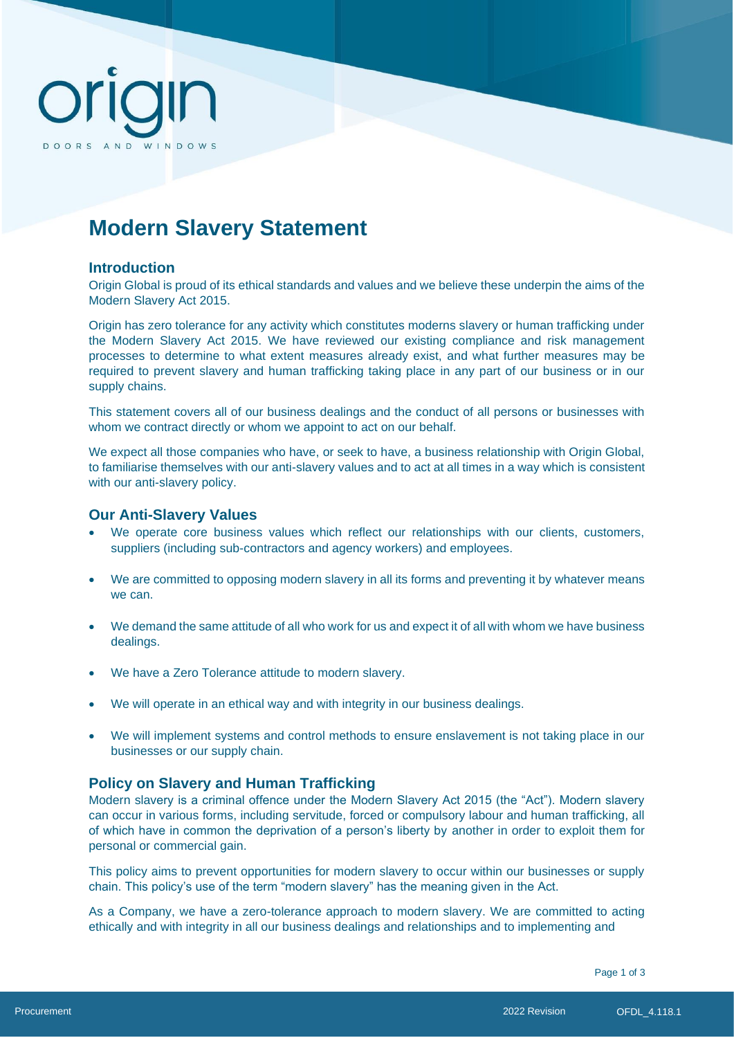# Modern Slavery Statement

## Introduction

Origin Global is proud of its ethical standards and values and we believe these underpin the aims of the Modern Slavery Act 2015.

Origin has zero tolerance for any activity which constitutes moderns slavery or human trafficking under the Modern Slavery Act 2015. We have reviewed our existing compliance and risk management processes to determine to what extent measures already exist, and what further measures may be required to prevent slavery and human trafficking taking place in any part of our business or in our supply chains.

This statement covers all of our business dealings and the conduct of all persons or businesses with whom we contract directly or whom we appoint to act on our behalf.

We expect all those companies who have, or seek to have, a business relationship with Origin Global, to familiarise themselves with our anti-slavery values and to act at all times in a way which is consistent with our anti-slavery policy.

## Our Anti-Slavery Values

- We operate core business values which reflect our relationships with our clients, customers, suppliers (including sub-contractors and agency workers) and employees.
- We are committed to opposing modern slavery in all its forms and preventing it by whatever means we can.
- We demand the same attitude of all who work for us and expect it of all with whom we have business dealings.
- We have a Zero Tolerance attitude to modern slavery.
- We will operate in an ethical way and with integrity in our business dealings.
- We will implement systems and control methods to ensure enslavement is not taking place in our businesses or our supply chain.

## Policy on Slavery and Human Trafficking

Modern slavery is a criminal offence under the Modern Slavery Act 2015 (the "Act"). Modern slavery can occur in various forms, including servitude, forced or compulsory labour and human trafficking, all of which have in common the deprivation of a person's liberty by another in order to exploit them for personal or commercial gain.

This policy aims to prevent opportunities for modern slavery to occur within our businesses or supply chain. This policy's use of the term "modern slavery" has the meaning given in the Act.

As a Company, we have a zero-tolerance approach to modern slavery. We are committed to acting ethically and with integrity in all our business dealings and relationships and to implementing and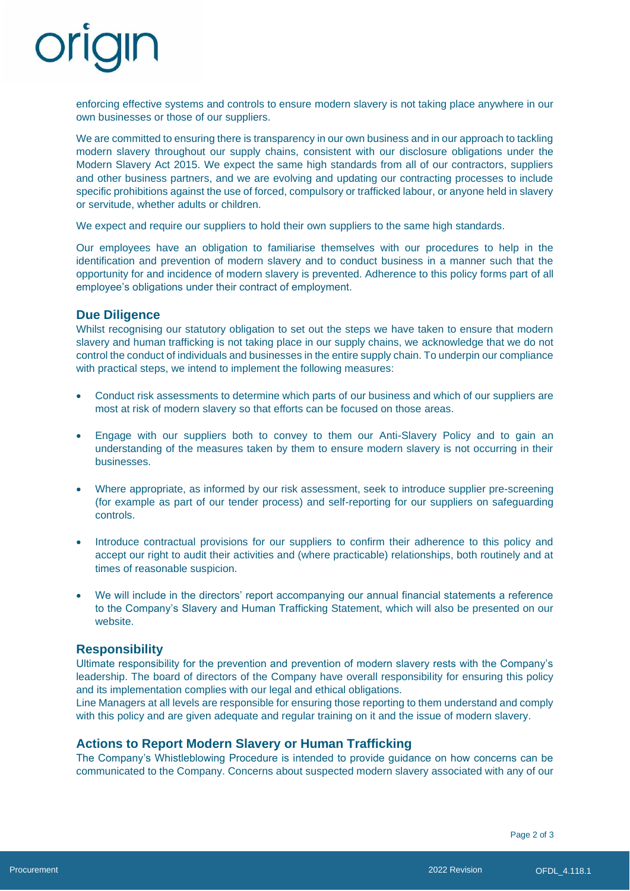enforcing effective systems and controls to ensure modern slavery is not taking place anywhere in our own businesses or those of our suppliers.

We are committed to ensuring there is transparency in our own business and in our approach to tackling modern slavery throughout our supply chains, consistent with our disclosure obligations under the Modern Slavery Act 2015. We expect the same high standards from all of our contractors, suppliers and other business partners, and we are evolving and updating our contracting processes to include specific prohibitions against the use of forced, compulsory or trafficked labour, or anyone held in slavery or servitude, whether adults or children.

We expect and require our suppliers to hold their own suppliers to the same high standards.

Our employees have an obligation to familiarise themselves with our procedures to help in the identification and prevention of modern slavery and to conduct business in a manner such that the opportunity for and incidence of modern slavery is prevented. Adherence to this policy forms part of all employee's obligations under their contract of employment.

## Due Diligence

Whilst recognising our statutory obligation to set out the steps we have taken to ensure that modern slavery and human trafficking is not taking place in our supply chains, we acknowledge that we do not control the conduct of individuals and businesses in the entire supply chain. To underpin our compliance with practical steps, we intend to implement the following measures:

- Conduct risk assessments to determine which parts of our business and which of our suppliers are most at risk of modern slavery so that efforts can be focused on those areas.
- Engage with our suppliers both to convey to them our Anti-Slavery Policy and to gain an understanding of the measures taken by them to ensure modern slavery is not occurring in their businesses.
- Where appropriate, as informed by our risk assessment, seek to introduce supplier pre-screening (for example as part of our tender process) and self-reporting for our suppliers on safeguarding controls.
- Introduce contractual provisions for our suppliers to confirm their adherence to this policy and accept our right to audit their activities and (where practicable) relationships, both routinely and at times of reasonable suspicion.
- We will include in the directors' report accompanying our annual financial statements a reference to the Company's Slavery and Human Trafficking Statement, which will also be presented on our website.

## Responsibility

Ultimate responsibility for the prevention and prevention of modern slavery rests with the Company's leadership. The board of directors of the Company have overall responsibility for ensuring this policy and its implementation complies with our legal and ethical obligations.

Line Managers at all levels are responsible for ensuring those reporting to them understand and comply with this policy and are given adequate and regular training on it and the issue of modern slavery.

## Actions to Report Modern Slavery or Human Trafficking

The Company's Whistleblowing Procedure is intended to provide guidance on how concerns can be communicated to the Company. Concerns about suspected modern slavery associated with any of our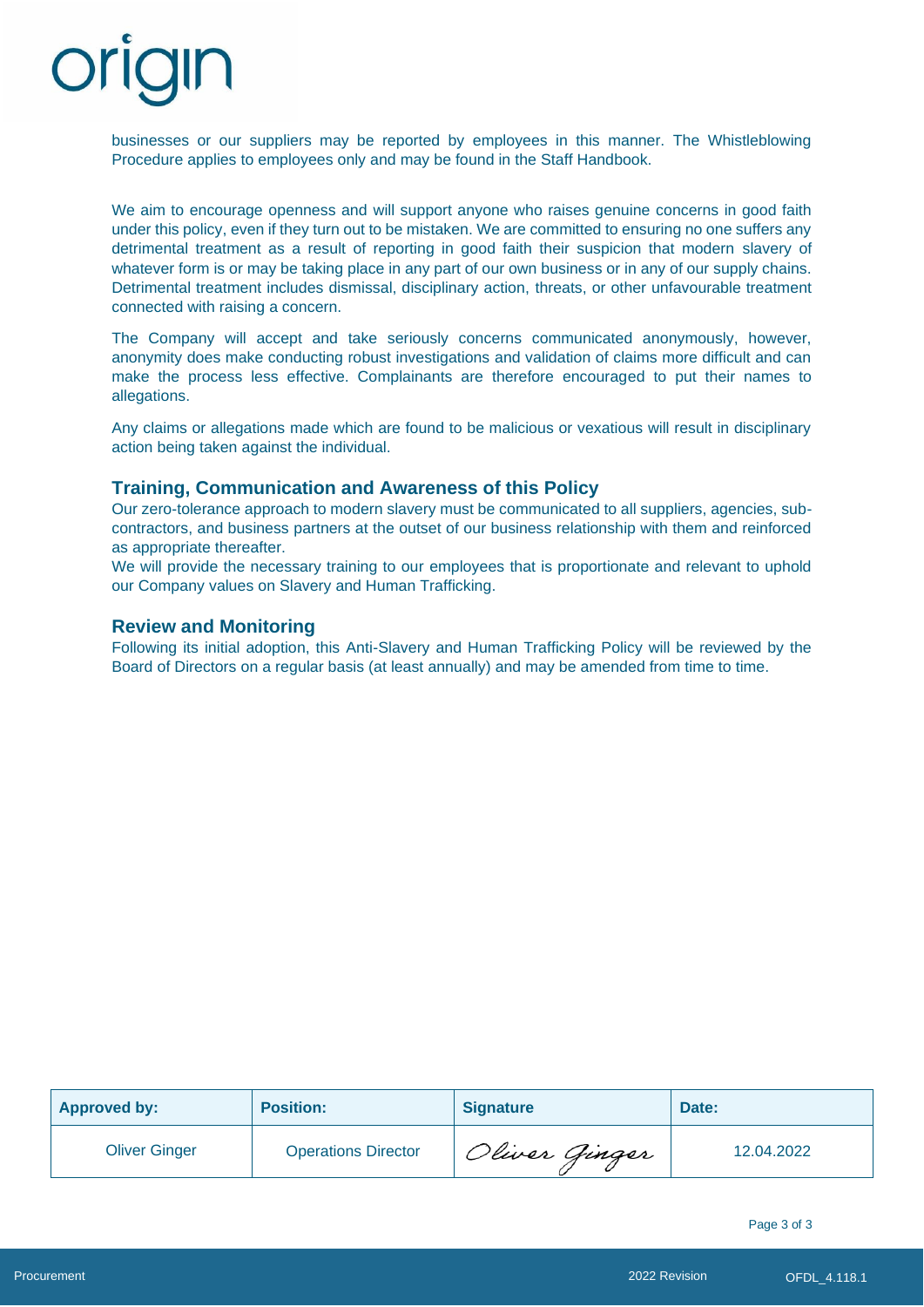businesses or our suppliers may be reported by employees in this manner. The Whistleblowing Procedure applies to employees only and may be found in the Staff Handbook.

We aim to encourage openness and will support anyone who raises genuine concerns in good faith under this policy, even if they turn out to be mistaken. We are committed to ensuring no one suffers any detrimental treatment as a result of reporting in good faith their suspicion that modern slavery of whatever form is or may be taking place in any part of our own business or in any of our supply chains. Detrimental treatment includes dismissal, disciplinary action, threats, or other unfavourable treatment connected with raising a concern.

The Company will accept and take seriously concerns communicated anonymously, however, anonymity does make conducting robust investigations and validation of claims more difficult and can make the process less effective. Complainants are therefore encouraged to put their names to allegations.

Any claims or allegations made which are found to be malicious or vexatious will result in disciplinary action being taken against the individual.

## Training, Communication and Awareness of this Policy

Our zero-tolerance approach to modern slavery must be communicated to all suppliers, agencies, sub-contractors, and business partners at the outset of our business relationship with them and reinforced as appropriate thereafter.

We will provide the necessary training to our employees that is proportionate and relevant to uphold our Company values on Slavery and Human Trafficking.

## Review and Monitoring

Following its initial adoption, this Anti-Slavery and Human Trafficking Policy will be reviewed by the Board of Directors on a regular basis (at least annually) and may be amended from time to time.

| Approved by: | Position: | Signature | Date: |
|---|---|---|---|
| Oliver Ginger | Operations Director | Oliver Ginger | 12.04.2022 |